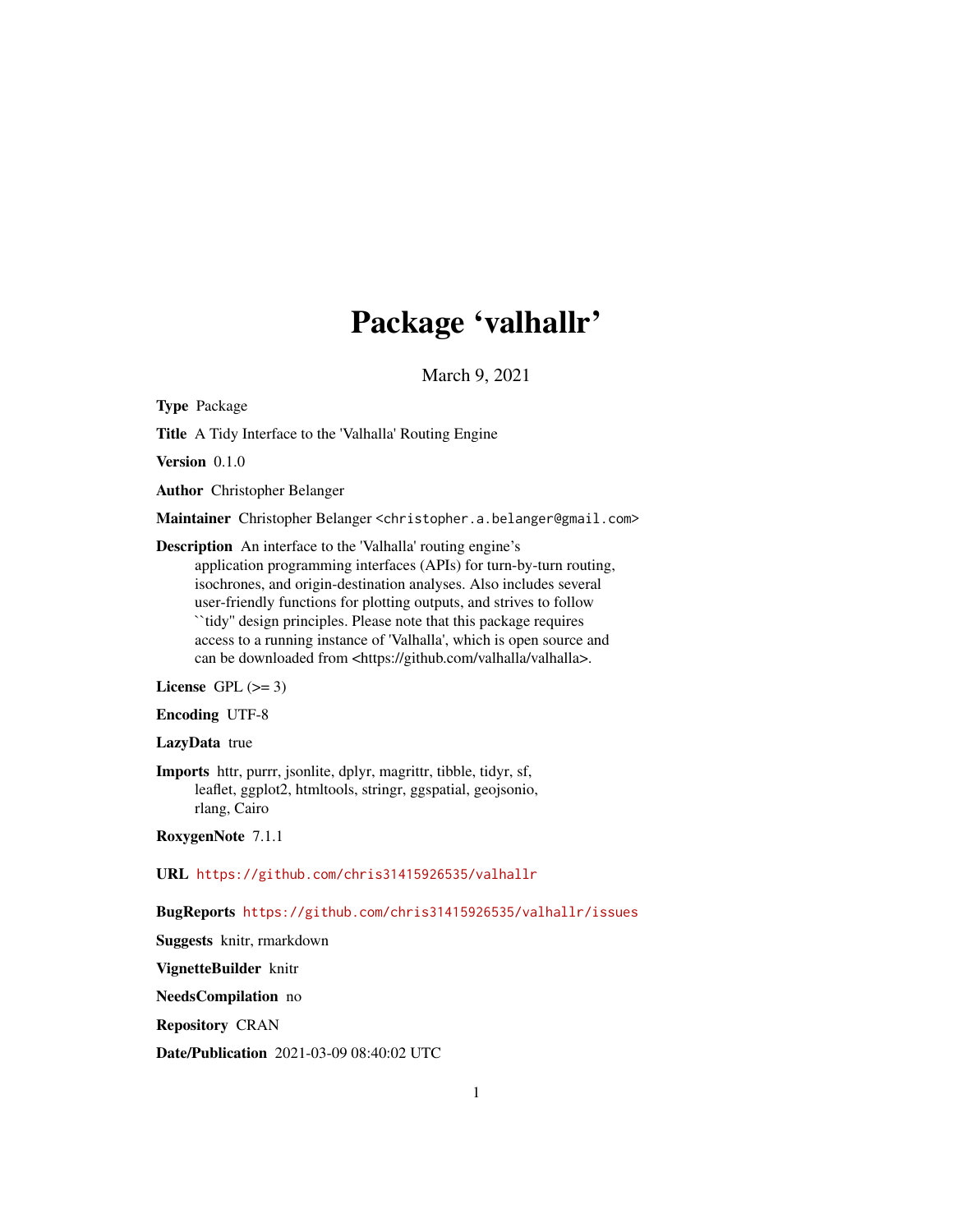# Package 'valhallr'

March 9, 2021

**Type** Package

**Title** A Tidy Interface to the 'Valhalla' Routing Engine

**Version** 0.1.0

**Author** Christopher Belanger

**Maintainer** Christopher Belanger <christopher.a.belanger@gmail.com>

**Description** An interface to the 'Valhalla' routing engine's application programming interfaces (APIs) for turn-by-turn routing, isochrones, and origin-destination analyses. Also includes several user-friendly functions for plotting outputs, and strives to follow ``tidy'' design principles. Please note that this package requires access to a running instance of 'Valhalla', which is open source and can be downloaded from <https://github.com/valhalla/valhalla>.

**License** GPL (>= 3)

**Encoding** UTF-8

**LazyData** true

**Imports** httr, purrr, jsonlite, dplyr, magrittr, tibble, tidyr, sf, leaflet, ggplot2, htmltools, stringr, ggspatial, geojsonio, rlang, Cairo

**RoxygenNote** 7.1.1

**URL** https://github.com/chris31415926535/valhallr

**BugReports** https://github.com/chris31415926535/valhallr/issues

**Suggests** knitr, rmarkdown

**VignetteBuilder** knitr

**NeedsCompilation** no

**Repository** CRAN

**Date/Publication** 2021-03-09 08:40:02 UTC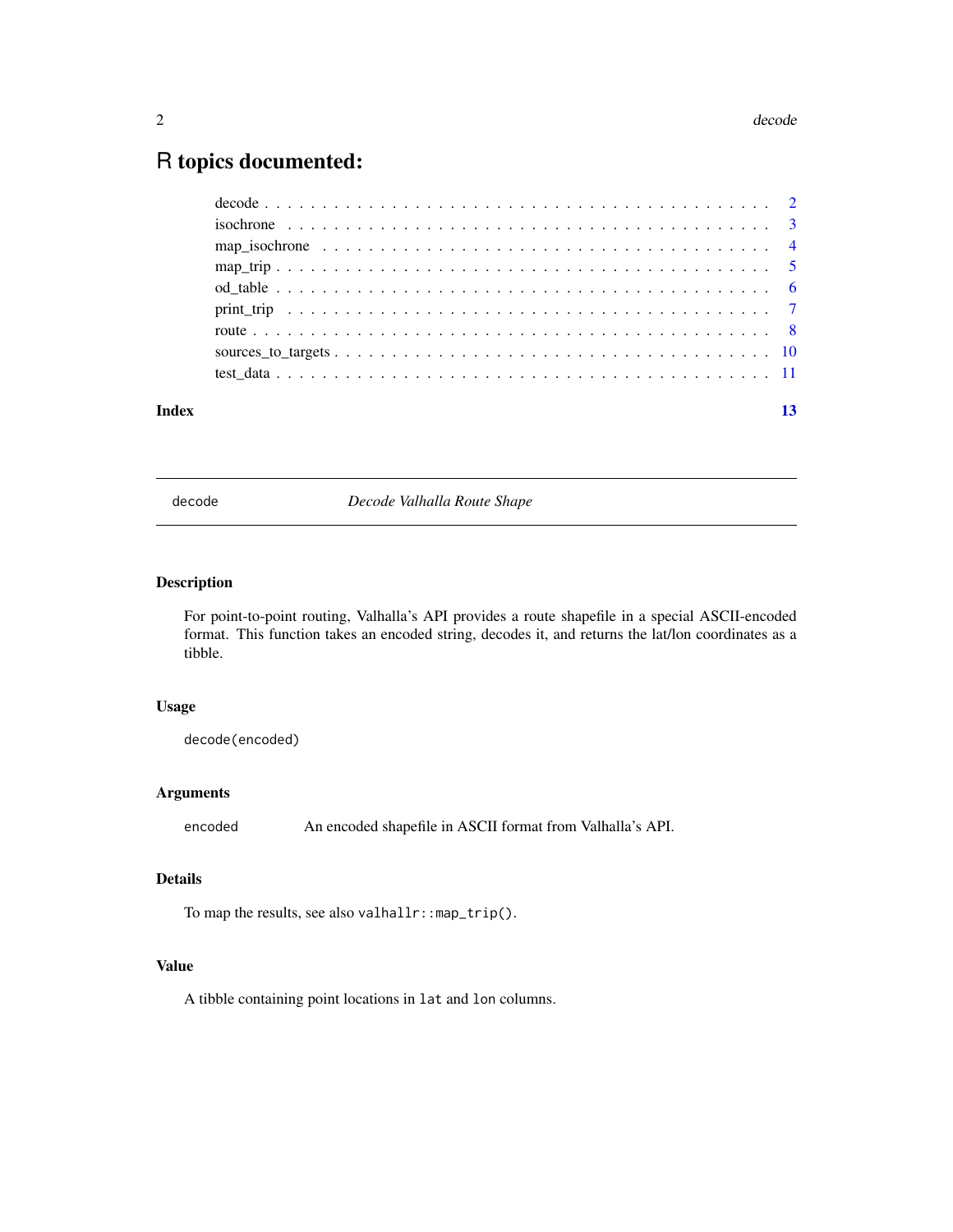# R topics documented:

- decode . . . . . . . . . . . . . . . . . . . . . . . . . . . . . . . . . . . . . . . . . . . 2
- isochrone . . . . . . . . . . . . . . . . . . . . . . . . . . . . . . . . . . . . . . . . . 3
- map_isochrone . . . . . . . . . . . . . . . . . . . . . . . . . . . . . . . . . . . . . . 4
- map_trip . . . . . . . . . . . . . . . . . . . . . . . . . . . . . . . . . . . . . . . . . . 5
- od_table . . . . . . . . . . . . . . . . . . . . . . . . . . . . . . . . . . . . . . . . . . 6
- print_trip . . . . . . . . . . . . . . . . . . . . . . . . . . . . . . . . . . . . . . . . . 7
- route . . . . . . . . . . . . . . . . . . . . . . . . . . . . . . . . . . . . . . . . . . . . 8
- sources_to_targets . . . . . . . . . . . . . . . . . . . . . . . . . . . . . . . . . . . 10
- test_data . . . . . . . . . . . . . . . . . . . . . . . . . . . . . . . . . . . . . . . . . 11

**Index** 13

---

## decode — *Decode Valhalla Route Shape*

---

### Description

For point-to-point routing, Valhalla's API provides a route shapefile in a special ASCII-encoded format. This function takes an encoded string, decodes it, and returns the lat/lon coordinates as a tibble.

### Usage

```
decode(encoded)
```

### Arguments

| | |
|---|---|
| `encoded` | An encoded shapefile in ASCII format from Valhalla's API. |

### Details

To map the results, see also `valhallr::map_trip()`.

### Value

A tibble containing point locations in `lat` and `lon` columns.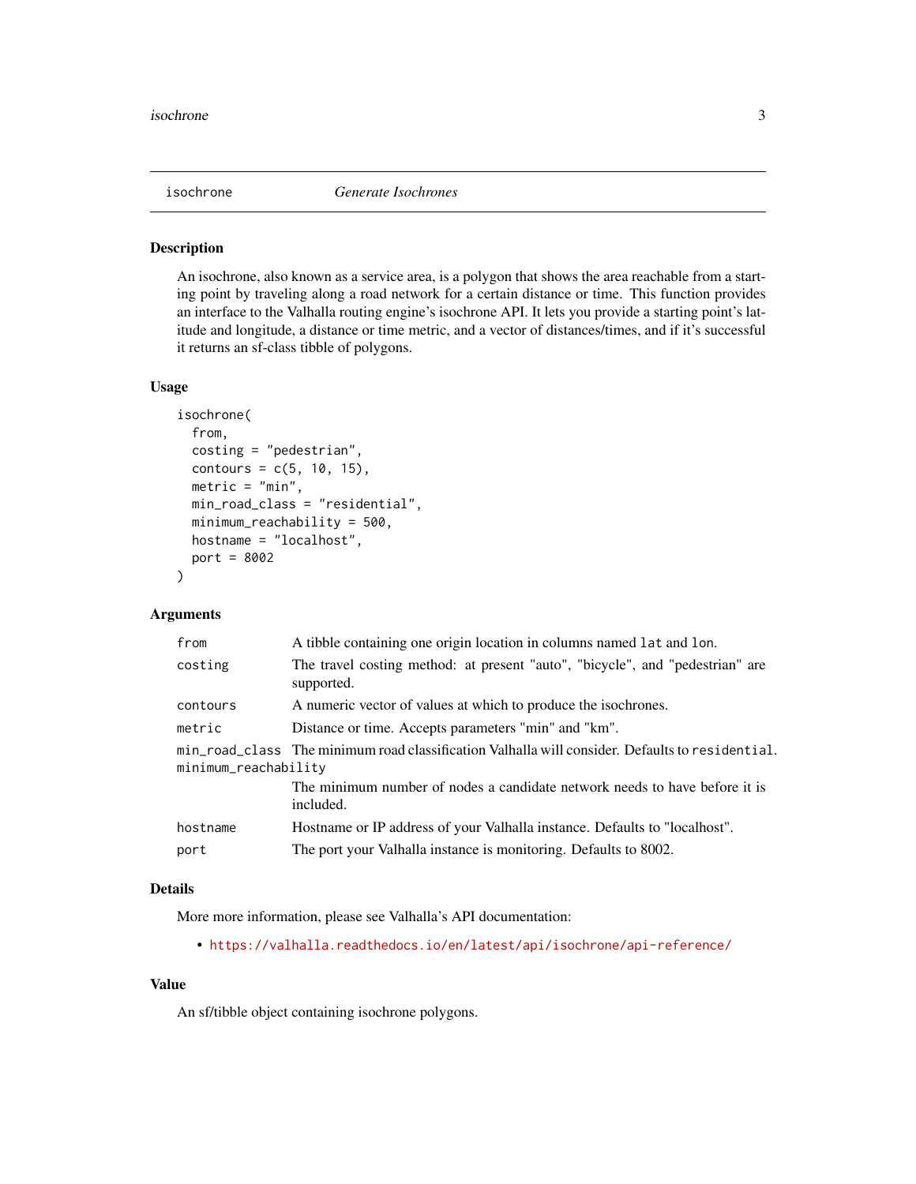## isochrone — *Generate Isochrones*

### Description

An isochrone, also known as a service area, is a polygon that shows the area reachable from a starting point by traveling along a road network for a certain distance or time. This function provides an interface to the Valhalla routing engine's isochrone API. It lets you provide a starting point's latitude and longitude, a distance or time metric, and a vector of distances/times, and if it's successful it returns an sf-class tibble of polygons.

### Usage

```
isochrone(
  from,
  costing = "pedestrian",
  contours = c(5, 10, 15),
  metric = "min",
  min_road_class = "residential",
  minimum_reachability = 500,
  hostname = "localhost",
  port = 8002
)
```

### Arguments

| Argument | Description |
|---|---|
| `from` | A tibble containing one origin location in columns named `lat` and `lon`. |
| `costing` | The travel costing method: at present "auto", "bicycle", and "pedestrian" are supported. |
| `contours` | A numeric vector of values at which to produce the isochrones. |
| `metric` | Distance or time. Accepts parameters "min" and "km". |
| `min_road_class` | The minimum road classification Valhalla will consider. Defaults to `residential`. |
| `minimum_reachability` | The minimum number of nodes a candidate network needs to have before it is included. |
| `hostname` | Hostname or IP address of your Valhalla instance. Defaults to "localhost". |
| `port` | The port your Valhalla instance is monitoring. Defaults to 8002. |

### Details

More more information, please see Valhalla's API documentation:

- https://valhalla.readthedocs.io/en/latest/api/isochrone/api-reference/

### Value

An sf/tibble object containing isochrone polygons.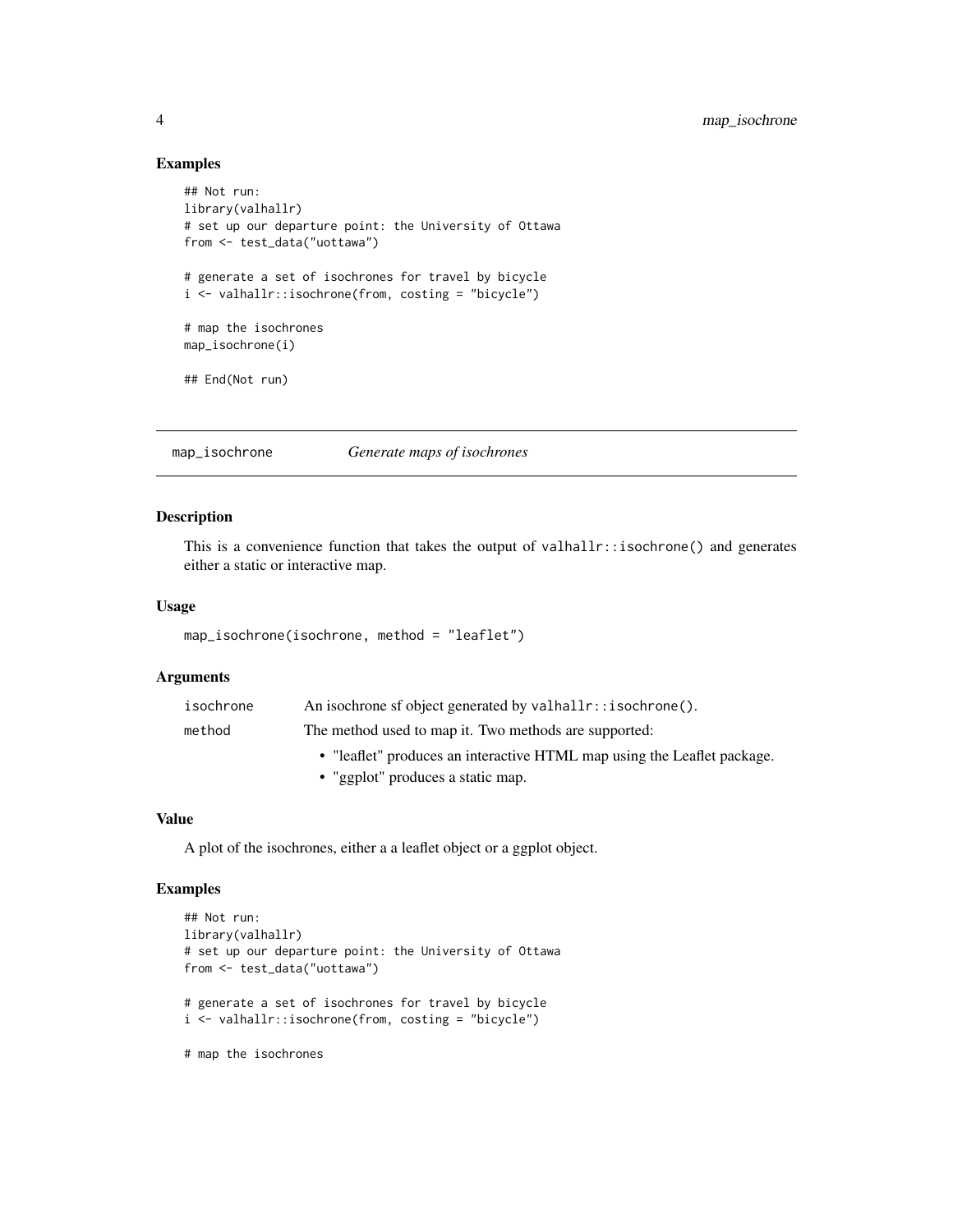### Examples

```
## Not run:
library(valhallr)
# set up our departure point: the University of Ottawa
from <- test_data("uottawa")

# generate a set of isochrones for travel by bicycle
i <- valhallr::isochrone(from, costing = "bicycle")

# map the isochrones
map_isochrone(i)

## End(Not run)
```

## map_isochrone *Generate maps of isochrones*

### Description

This is a convenience function that takes the output of valhallr::isochrone() and generates either a static or interactive map.

### Usage

```
map_isochrone(isochrone, method = "leaflet")
```

### Arguments

| | |
|---|---|
| isochrone | An isochrone sf object generated by valhallr::isochrone(). |
| method | The method used to map it. Two methods are supported:<br>• "leaflet" produces an interactive HTML map using the Leaflet package.<br>• "ggplot" produces a static map. |

### Value

A plot of the isochrones, either a a leaflet object or a ggplot object.

### Examples

```
## Not run:
library(valhallr)
# set up our departure point: the University of Ottawa
from <- test_data("uottawa")

# generate a set of isochrones for travel by bicycle
i <- valhallr::isochrone(from, costing = "bicycle")

# map the isochrones
```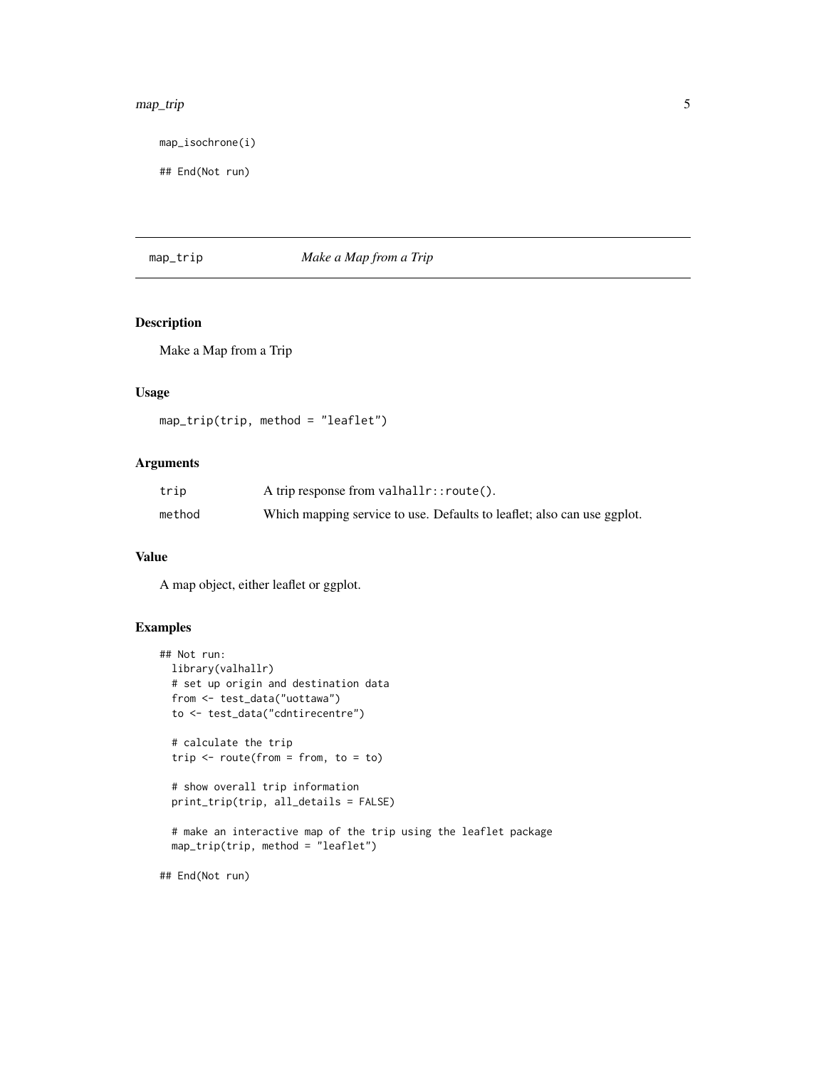```
map_isochrone(i)

## End(Not run)
```

## map_trip *Make a Map from a Trip*

### Description

Make a Map from a Trip

### Usage

```
map_trip(trip, method = "leaflet")
```

### Arguments

| | |
|---|---|
| trip | A trip response from valhallr::route(). |
| method | Which mapping service to use. Defaults to leaflet; also can use ggplot. |

### Value

A map object, either leaflet or ggplot.

### Examples

```
## Not run:
  library(valhallr)
  # set up origin and destination data
  from <- test_data("uottawa")
  to <- test_data("cdntirecentre")

  # calculate the trip
  trip <- route(from = from, to = to)

  # show overall trip information
  print_trip(trip, all_details = FALSE)

  # make an interactive map of the trip using the leaflet package
  map_trip(trip, method = "leaflet")

## End(Not run)
```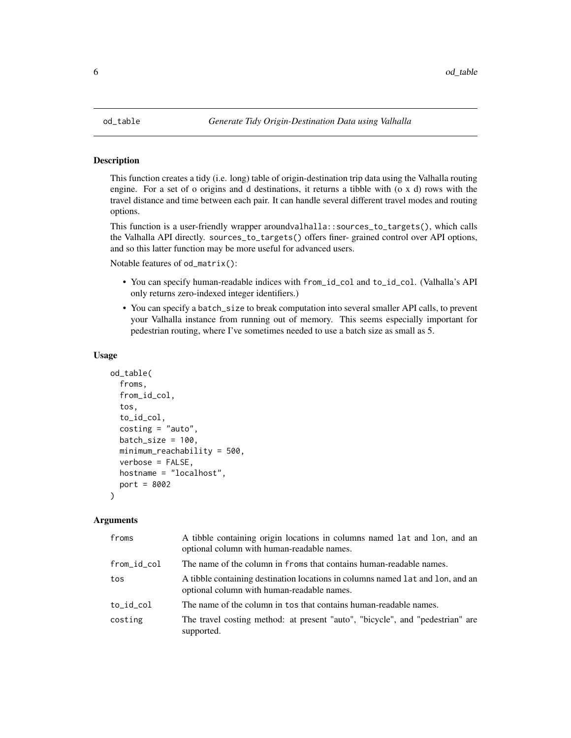# od_table — *Generate Tidy Origin-Destination Data using Valhalla*

## Description

This function creates a tidy (i.e. long) table of origin-destination trip data using the Valhalla routing engine. For a set of o origins and d destinations, it returns a tibble with (o x d) rows with the travel distance and time between each pair. It can handle several different travel modes and routing options.

This function is a user-friendly wrapper aroundvalhalla::sources_to_targets(), which calls the Valhalla API directly. sources_to_targets() offers finer- grained control over API options, and so this latter function may be more useful for advanced users.

Notable features of od_matrix():

- You can specify human-readable indices with from_id_col and to_id_col. (Valhalla's API only returns zero-indexed integer identifiers.)
- You can specify a batch_size to break computation into several smaller API calls, to prevent your Valhalla instance from running out of memory. This seems especially important for pedestrian routing, where I've sometimes needed to use a batch size as small as 5.

## Usage

```
od_table(
  froms,
  from_id_col,
  tos,
  to_id_col,
  costing = "auto",
  batch_size = 100,
  minimum_reachability = 500,
  verbose = FALSE,
  hostname = "localhost",
  port = 8002
)
```

## Arguments

| | |
|---|---|
| froms | A tibble containing origin locations in columns named lat and lon, and an optional column with human-readable names. |
| from_id_col | The name of the column in froms that contains human-readable names. |
| tos | A tibble containing destination locations in columns named lat and lon, and an optional column with human-readable names. |
| to_id_col | The name of the column in tos that contains human-readable names. |
| costing | The travel costing method: at present "auto", "bicycle", and "pedestrian" are supported. |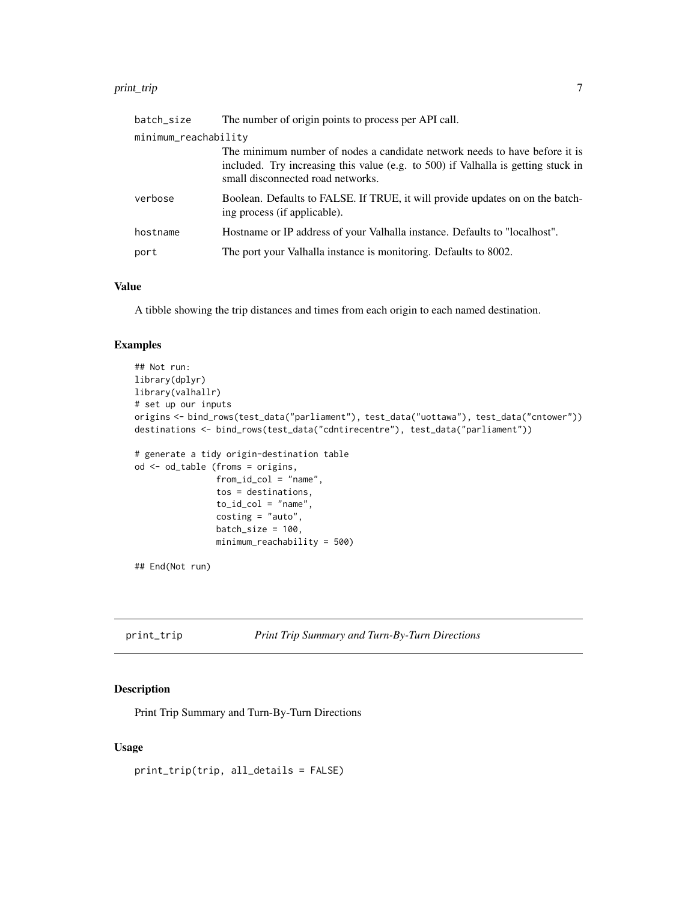| | |
|---|---|
| batch_size | The number of origin points to process per API call. |
| minimum_reachability | The minimum number of nodes a candidate network needs to have before it is included. Try increasing this value (e.g. to 500) if Valhalla is getting stuck in small disconnected road networks. |
| verbose | Boolean. Defaults to FALSE. If TRUE, it will provide updates on on the batching process (if applicable). |
| hostname | Hostname or IP address of your Valhalla instance. Defaults to "localhost". |
| port | The port your Valhalla instance is monitoring. Defaults to 8002. |

### Value

A tibble showing the trip distances and times from each origin to each named destination.

### Examples

```
## Not run:
library(dplyr)
library(valhallr)
# set up our inputs
origins <- bind_rows(test_data("parliament"), test_data("uottawa"), test_data("cntower"))
destinations <- bind_rows(test_data("cdntirecentre"), test_data("parliament"))

# generate a tidy origin-destination table
od <- od_table (froms = origins,
                from_id_col = "name",
                tos = destinations,
                to_id_col = "name",
                costing = "auto",
                batch_size = 100,
                minimum_reachability = 500)

## End(Not run)
```

## print_trip — *Print Trip Summary and Turn-By-Turn Directions*

### Description

Print Trip Summary and Turn-By-Turn Directions

### Usage

```
print_trip(trip, all_details = FALSE)
```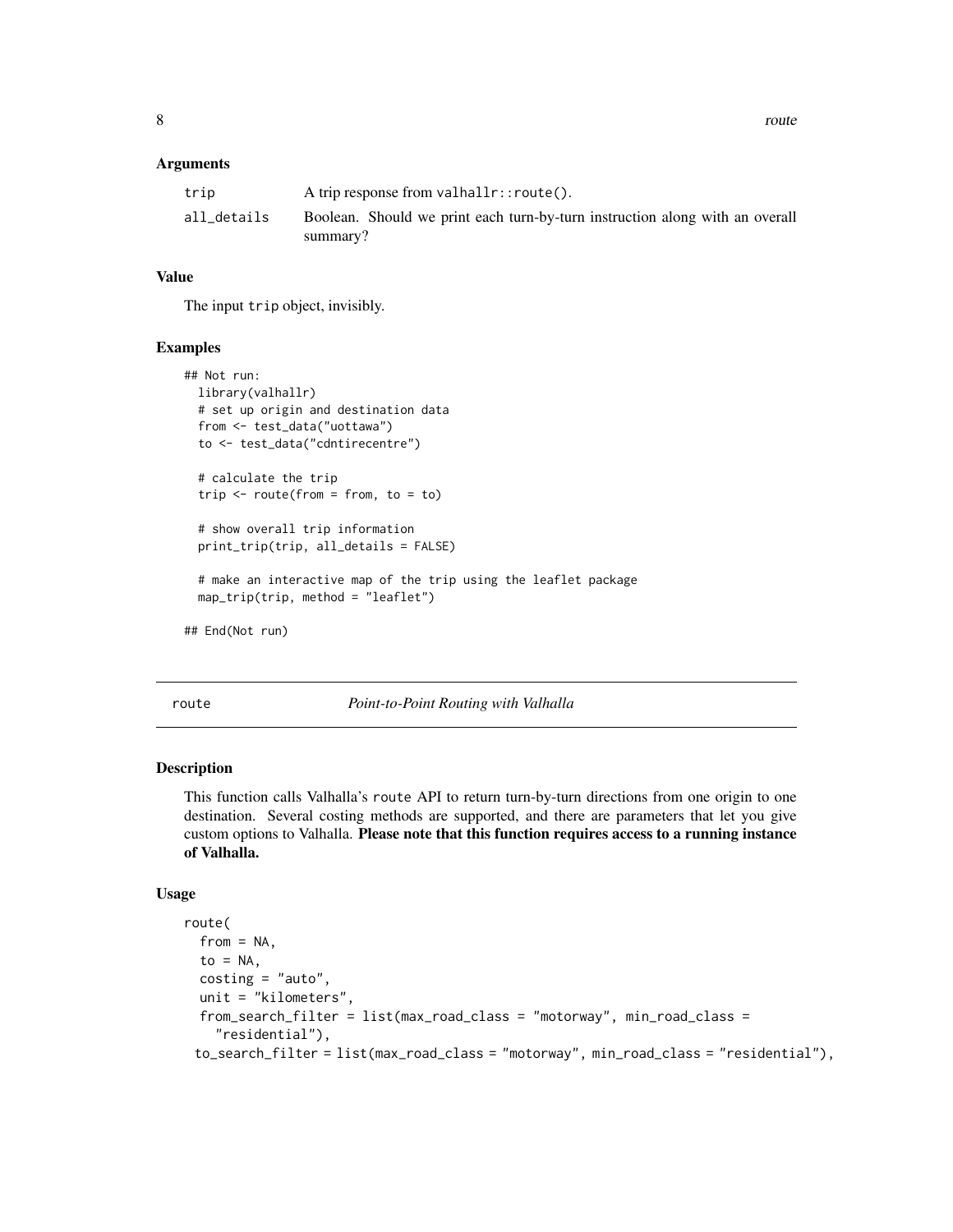### Arguments

| | |
|---|---|
| trip | A trip response from `valhallr::route()`. |
| all_details | Boolean. Should we print each turn-by-turn instruction along with an overall summary? |

### Value

The input `trip` object, invisibly.

### Examples

```
## Not run:
  library(valhallr)
  # set up origin and destination data
  from <- test_data("uottawa")
  to <- test_data("cdntirecentre")

  # calculate the trip
  trip <- route(from = from, to = to)

  # show overall trip information
  print_trip(trip, all_details = FALSE)

  # make an interactive map of the trip using the leaflet package
  map_trip(trip, method = "leaflet")

## End(Not run)
```

---

## route    *Point-to-Point Routing with Valhalla*

### Description

This function calls Valhalla's `route` API to return turn-by-turn directions from one origin to one destination. Several costing methods are supported, and there are parameters that let you give custom options to Valhalla. **Please note that this function requires access to a running instance of Valhalla.**

### Usage

```
route(
  from = NA,
  to = NA,
  costing = "auto",
  unit = "kilometers",
  from_search_filter = list(max_road_class = "motorway", min_road_class =
    "residential"),
  to_search_filter = list(max_road_class = "motorway", min_road_class = "residential"),
```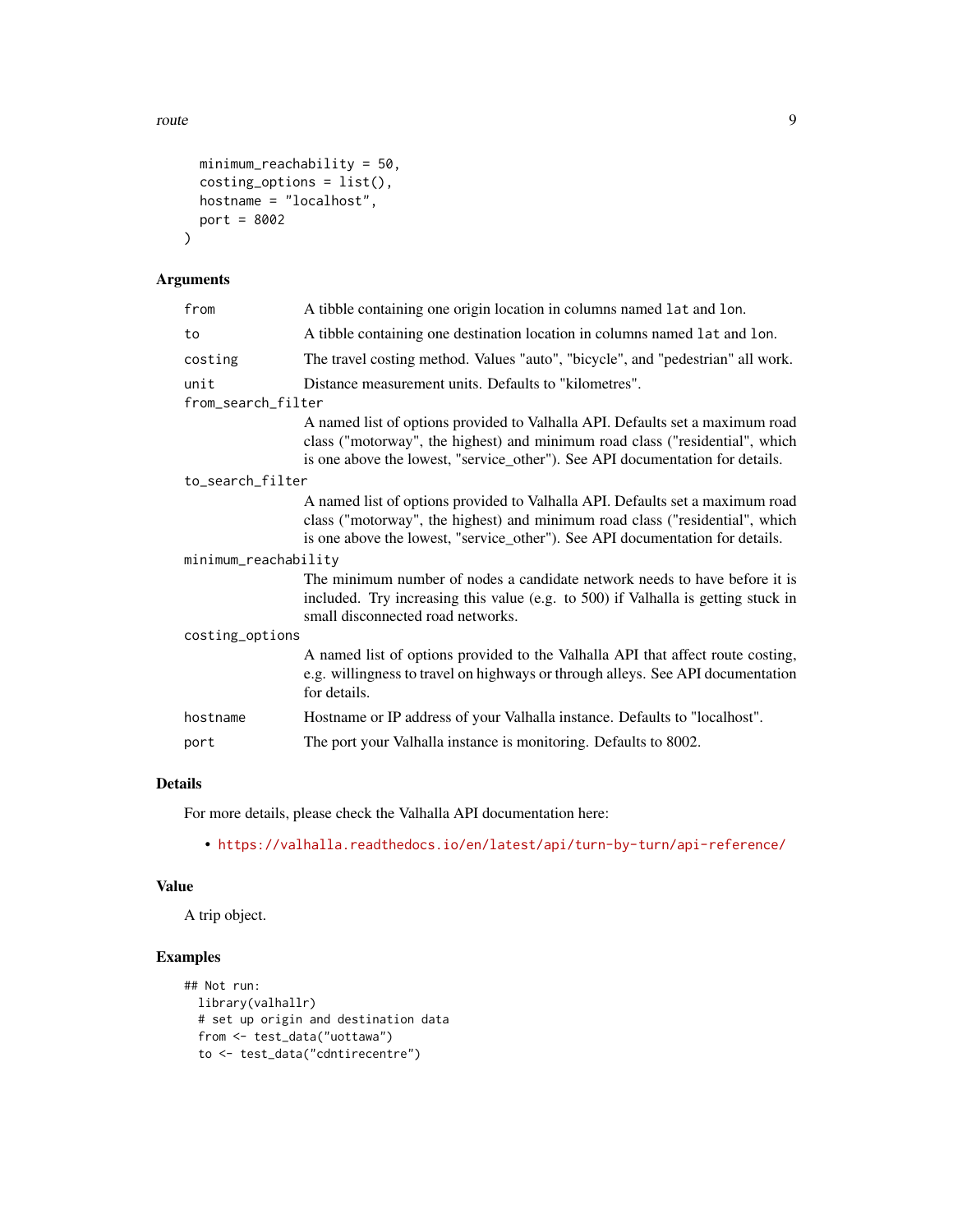```
  minimum_reachability = 50,
  costing_options = list(),
  hostname = "localhost",
  port = 8002
)
```

## Arguments

| | |
|---|---|
| `from` | A tibble containing one origin location in columns named `lat` and `lon`. |
| `to` | A tibble containing one destination location in columns named `lat` and `lon`. |
| `costing` | The travel costing method. Values "auto", "bicycle", and "pedestrian" all work. |
| `unit` | Distance measurement units. Defaults to "kilometres". |
| `from_search_filter` | A named list of options provided to Valhalla API. Defaults set a maximum road class ("motorway", the highest) and minimum road class ("residential", which is one above the lowest, "service_other"). See API documentation for details. |
| `to_search_filter` | A named list of options provided to Valhalla API. Defaults set a maximum road class ("motorway", the highest) and minimum road class ("residential", which is one above the lowest, "service_other"). See API documentation for details. |
| `minimum_reachability` | The minimum number of nodes a candidate network needs to have before it is included. Try increasing this value (e.g. to 500) if Valhalla is getting stuck in small disconnected road networks. |
| `costing_options` | A named list of options provided to the Valhalla API that affect route costing, e.g. willingness to travel on highways or through alleys. See API documentation for details. |
| `hostname` | Hostname or IP address of your Valhalla instance. Defaults to "localhost". |
| `port` | The port your Valhalla instance is monitoring. Defaults to 8002. |

## Details

For more details, please check the Valhalla API documentation here:

- https://valhalla.readthedocs.io/en/latest/api/turn-by-turn/api-reference/

## Value

A trip object.

## Examples

```
## Not run:
  library(valhallr)
  # set up origin and destination data
  from <- test_data("uottawa")
  to <- test_data("cdntirecentre")
```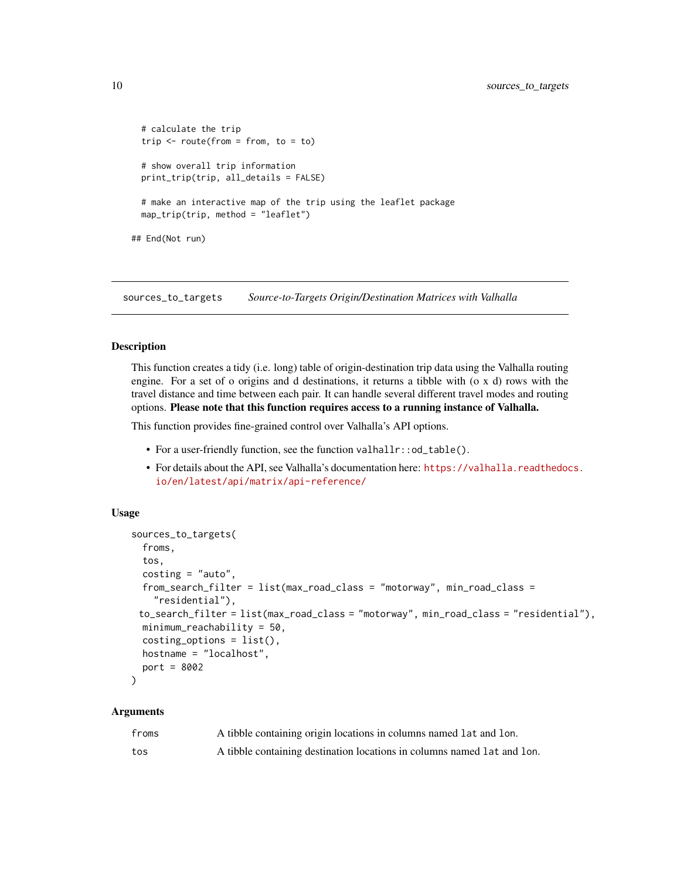```
  # calculate the trip
  trip <- route(from = from, to = to)

  # show overall trip information
  print_trip(trip, all_details = FALSE)

  # make an interactive map of the trip using the leaflet package
  map_trip(trip, method = "leaflet")

## End(Not run)
```

---

## sources_to_targets — *Source-to-Targets Origin/Destination Matrices with Valhalla*

### Description

This function creates a tidy (i.e. long) table of origin-destination trip data using the Valhalla routing engine. For a set of o origins and d destinations, it returns a tibble with (o x d) rows with the travel distance and time between each pair. It can handle several different travel modes and routing options. **Please note that this function requires access to a running instance of Valhalla.**

This function provides fine-grained control over Valhalla's API options.

- For a user-friendly function, see the function `valhallr::od_table()`.
- For details about the API, see Valhalla's documentation here: https://valhalla.readthedocs.io/en/latest/api/matrix/api-reference/

### Usage

```
sources_to_targets(
  froms,
  tos,
  costing = "auto",
  from_search_filter = list(max_road_class = "motorway", min_road_class =
    "residential"),
 to_search_filter = list(max_road_class = "motorway", min_road_class = "residential"),
  minimum_reachability = 50,
  costing_options = list(),
  hostname = "localhost",
  port = 8002
)
```

### Arguments

| | |
|---|---|
| `froms` | A tibble containing origin locations in columns named `lat` and `lon`. |
| `tos` | A tibble containing destination locations in columns named `lat` and `lon`. |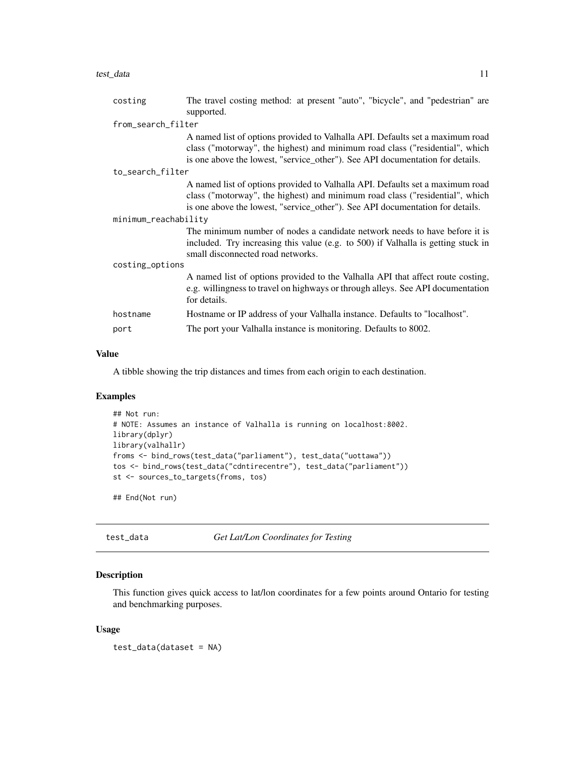| | |
|---|---|
| costing | The travel costing method: at present "auto", "bicycle", and "pedestrian" are supported. |
| from_search_filter | A named list of options provided to Valhalla API. Defaults set a maximum road class ("motorway", the highest) and minimum road class ("residential", which is one above the lowest, "service_other"). See API documentation for details. |
| to_search_filter | A named list of options provided to Valhalla API. Defaults set a maximum road class ("motorway", the highest) and minimum road class ("residential", which is one above the lowest, "service_other"). See API documentation for details. |
| minimum_reachability | The minimum number of nodes a candidate network needs to have before it is included. Try increasing this value (e.g. to 500) if Valhalla is getting stuck in small disconnected road networks. |
| costing_options | A named list of options provided to the Valhalla API that affect route costing, e.g. willingness to travel on highways or through alleys. See API documentation for details. |
| hostname | Hostname or IP address of your Valhalla instance. Defaults to "localhost". |
| port | The port your Valhalla instance is monitoring. Defaults to 8002. |

## Value

A tibble showing the trip distances and times from each origin to each destination.

## Examples

```
## Not run:
# NOTE: Assumes an instance of Valhalla is running on localhost:8002.
library(dplyr)
library(valhallr)
froms <- bind_rows(test_data("parliament"), test_data("uottawa"))
tos <- bind_rows(test_data("cdntirecentre"), test_data("parliament"))
st <- sources_to_targets(froms, tos)

## End(Not run)
```

---

# test_data *Get Lat/Lon Coordinates for Testing*

## Description

This function gives quick access to lat/lon coordinates for a few points around Ontario for testing and benchmarking purposes.

## Usage

```
test_data(dataset = NA)
```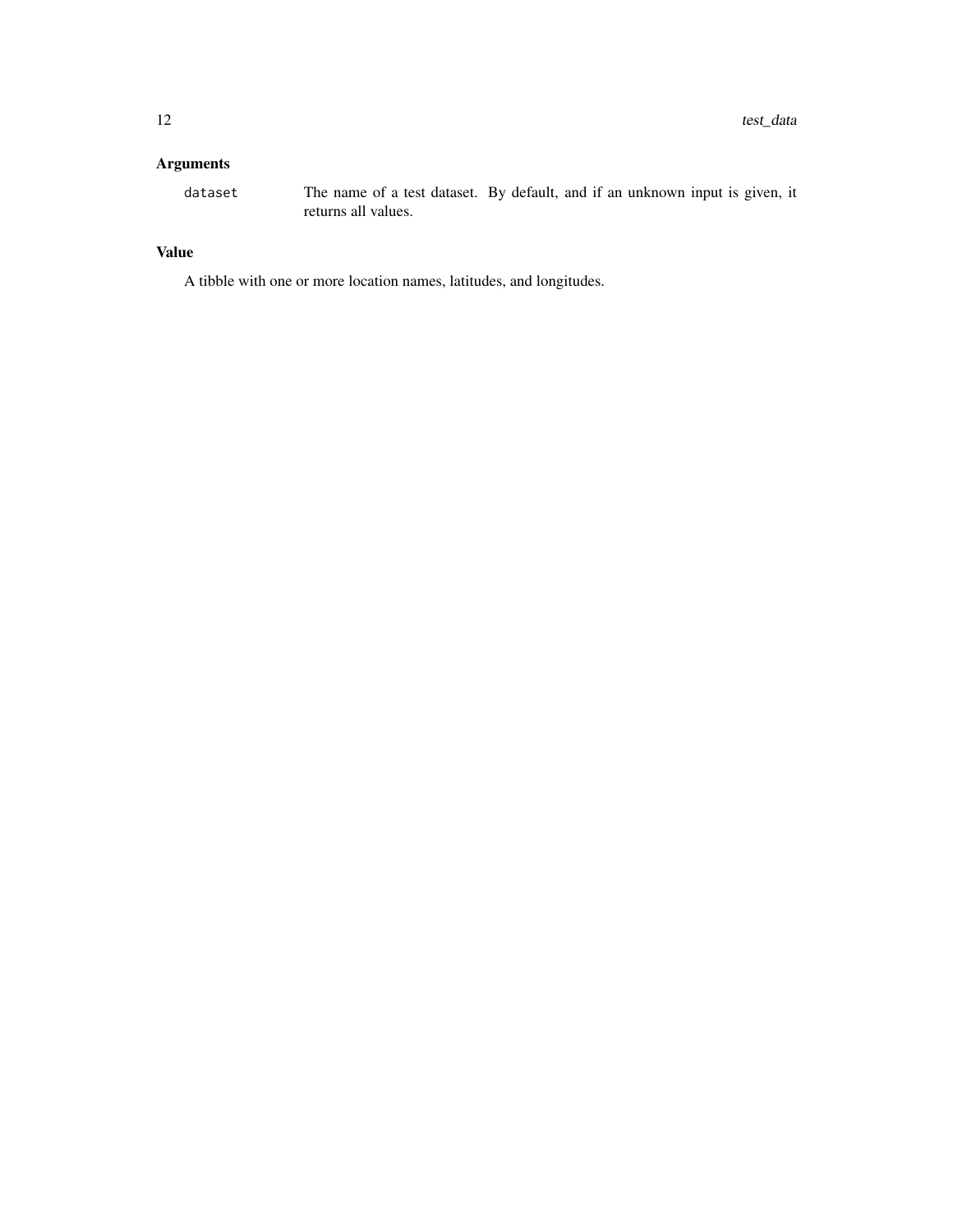## Arguments

| | |
|---|---|
| `dataset` | The name of a test dataset. By default, and if an unknown input is given, it returns all values. |

## Value

A tibble with one or more location names, latitudes, and longitudes.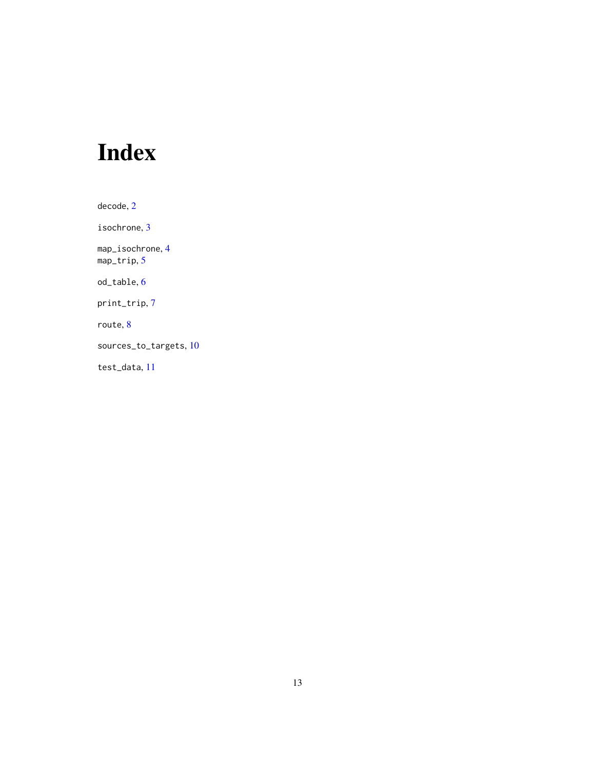# Index

decode, 2

isochrone, 3

map_isochrone, 4
map_trip, 5

od_table, 6

print_trip, 7

route, 8

sources_to_targets, 10

test_data, 11